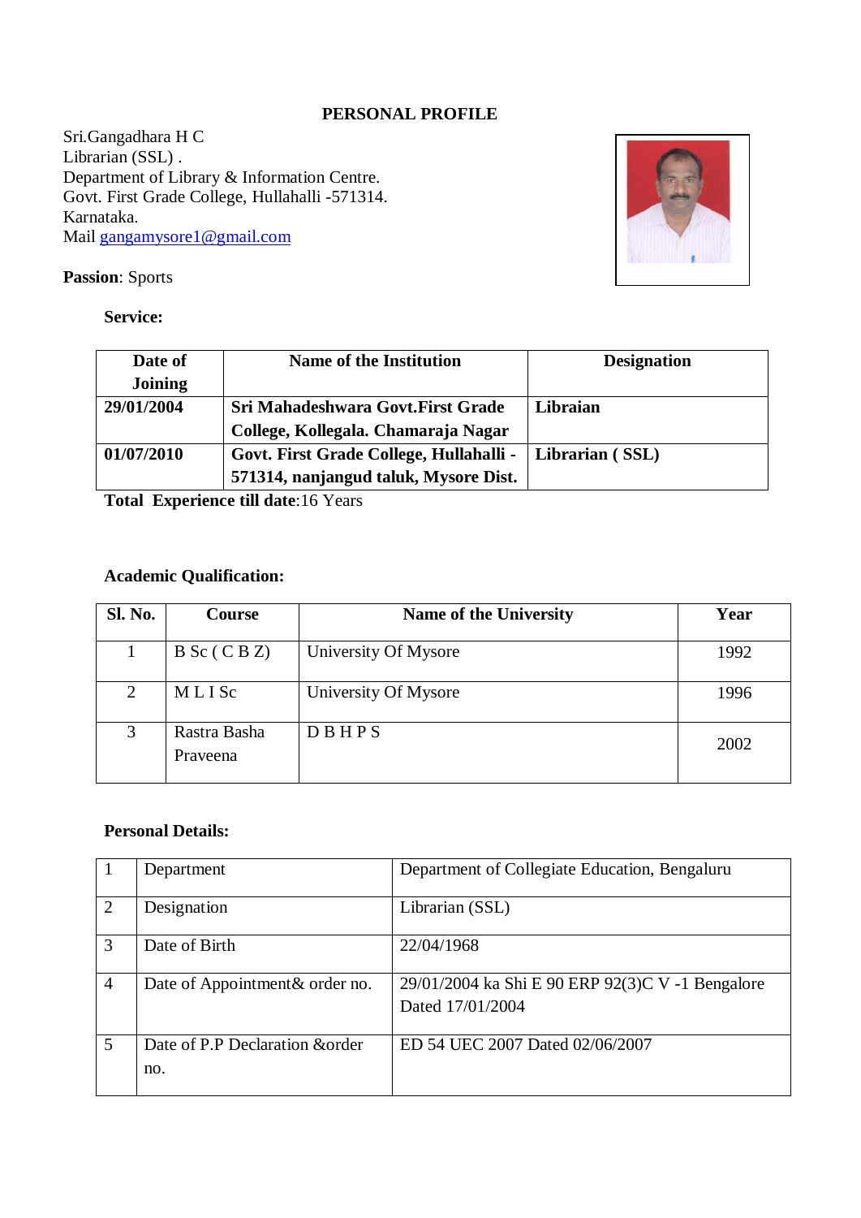# PERSONAL PROFILE

Sri.Gangadhara H C
Librarian (SSL) .
Department of Library & Information Centre.
Govt. First Grade College, Hullahalli -571314.
Karnataka.
Mail gangamysore1@gmail.com

**Passion**: Sports

**Service:**

| Date of Joining | Name of the Institution | Designation |
|---|---|---|
| **29/01/2004** | **Sri Mahadeshwara Govt.First Grade College, Kollegala. Chamaraja Nagar** | **Libraian** |
| **01/07/2010** | **Govt. First Grade College, Hullahalli - 571314, nanjangud taluk, Mysore Dist.** | **Librarian ( SSL)** |

**Total Experience till date**:16 Years

**Academic Qualification:**

| Sl. No. | Course | Name of the University | Year |
|---|---|---|---|
| 1 | B Sc ( C B Z) | University Of Mysore | 1992 |
| 2 | M L I Sc | University Of Mysore | 1996 |
| 3 | Rastra Basha Praveena | D B H P S | 2002 |

**Personal Details:**

| | | |
|---|---|---|
| 1 | Department | Department of Collegiate Education, Bengaluru |
| 2 | Designation | Librarian (SSL) |
| 3 | Date of Birth | 22/04/1968 |
| 4 | Date of Appointment& order no. | 29/01/2004 ka Shi E 90 ERP 92(3)C V -1 Bengalore Dated 17/01/2004 |
| 5 | Date of P.P Declaration &order no. | ED 54 UEC 2007 Dated 02/06/2007 |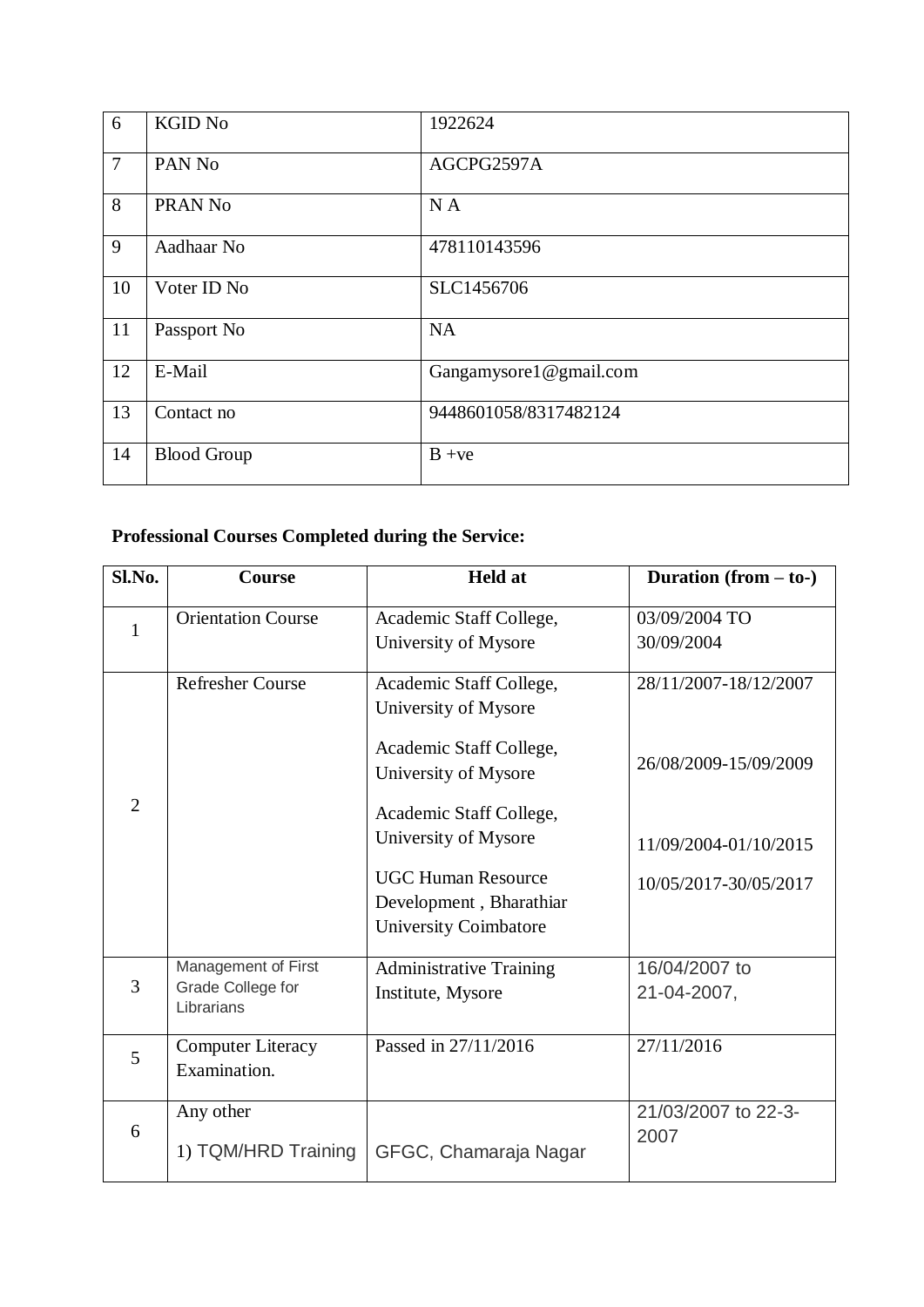| 6 | KGID No | 1922624 |
|---|---|---|
| 7 | PAN No | AGCPG2597A |
| 8 | PRAN No | N A |
| 9 | Aadhaar No | 478110143596 |
| 10 | Voter ID No | SLC1456706 |
| 11 | Passport No | NA |
| 12 | E-Mail | Gangamysore1@gmail.com |
| 13 | Contact no | 9448601058/8317482124 |
| 14 | Blood Group | B +ve |

**Professional Courses Completed during the Service:**

| Sl.No. | Course | Held at | Duration (from – to-) |
|---|---|---|---|
| 1 | Orientation Course | Academic Staff College, University of Mysore | 03/09/2004 TO 30/09/2004 |
| 2 | Refresher Course | Academic Staff College, University of Mysore<br>Academic Staff College, University of Mysore<br>Academic Staff College, University of Mysore<br>UGC Human Resource Development , Bharathiar University Coimbatore | 28/11/2007-18/12/2007<br>26/08/2009-15/09/2009<br>11/09/2004-01/10/2015<br>10/05/2017-30/05/2017 |
| 3 | Management of First Grade College for Librarians | Administrative Training Institute, Mysore | 16/04/2007 to 21-04-2007, |
| 5 | Computer Literacy Examination. | Passed in 27/11/2016 | 27/11/2016 |
| 6 | Any other<br>1) TQM/HRD Training | GFGC, Chamaraja Nagar | 21/03/2007 to 22-3-2007 |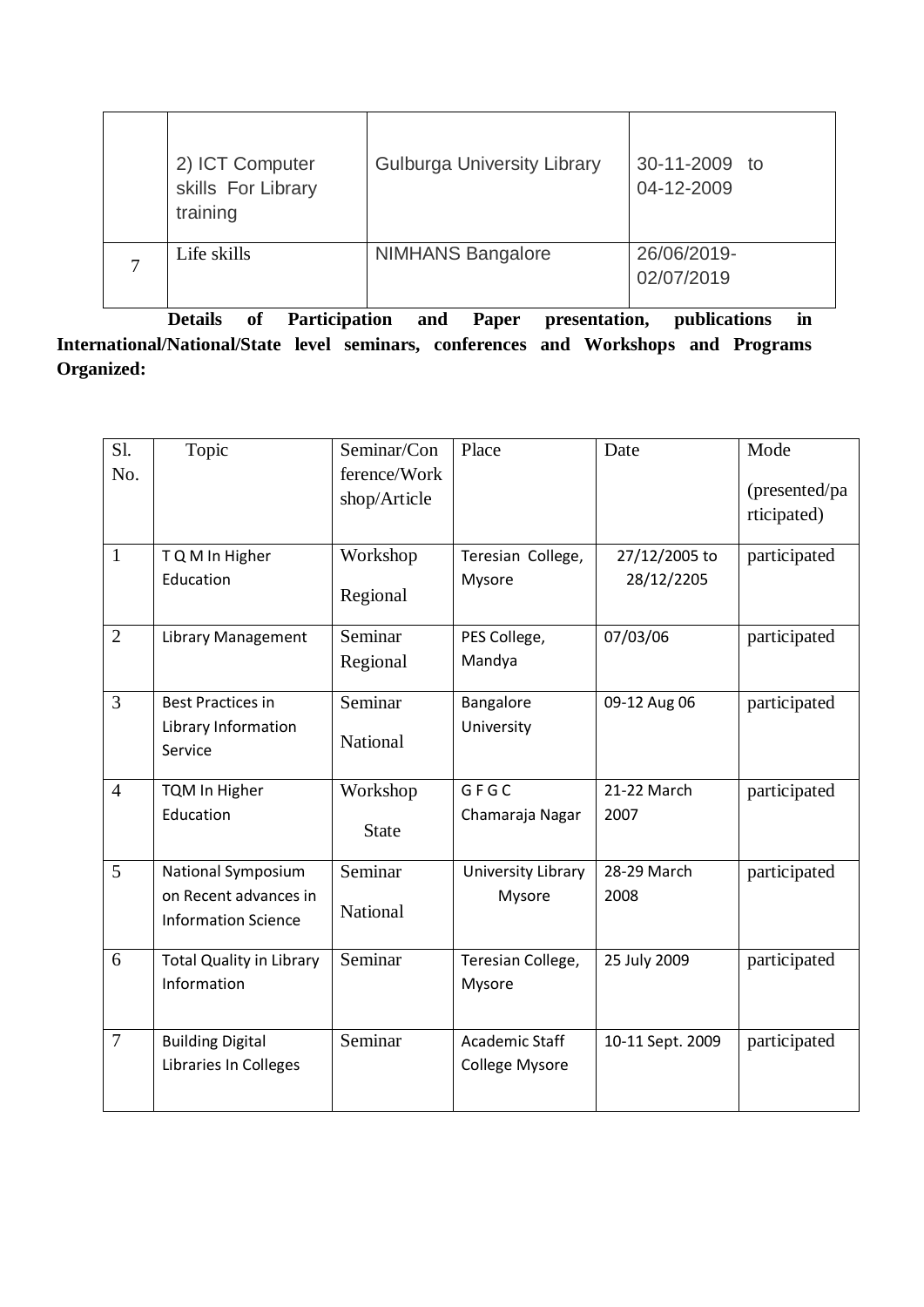|  |  |  |  |
|---|---|---|---|
|  | 2) ICT Computer skills For Library training | Gulburga University Library | 30-11-2009 to 04-12-2009 |
| 7 | Life skills | NIMHANS Bangalore | 26/06/2019-02/07/2019 |

**Details of Participation and Paper presentation, publications in International/National/State level seminars, conferences and Workshops and Programs Organized:**

| Sl. No. | Topic | Seminar/Conference/Workshop/Article | Place | Date | Mode (presented/participated) |
|---|---|---|---|---|---|
| 1 | T Q M In Higher Education | Workshop Regional | Teresian College, Mysore | 27/12/2005 to 28/12/2205 | participated |
| 2 | Library Management | Seminar Regional | PES College, Mandya | 07/03/06 | participated |
| 3 | Best Practices in Library Information Service | Seminar National | Bangalore University | 09-12 Aug 06 | participated |
| 4 | TQM In Higher Education | Workshop State | G F G C Chamaraja Nagar | 21-22 March 2007 | participated |
| 5 | National Symposium on Recent advances in Information Science | Seminar National | University Library Mysore | 28-29 March 2008 | participated |
| 6 | Total Quality in Library Information | Seminar | Teresian College, Mysore | 25 July 2009 | participated |
| 7 | Building Digital Libraries In Colleges | Seminar | Academic Staff College Mysore | 10-11 Sept. 2009 | participated |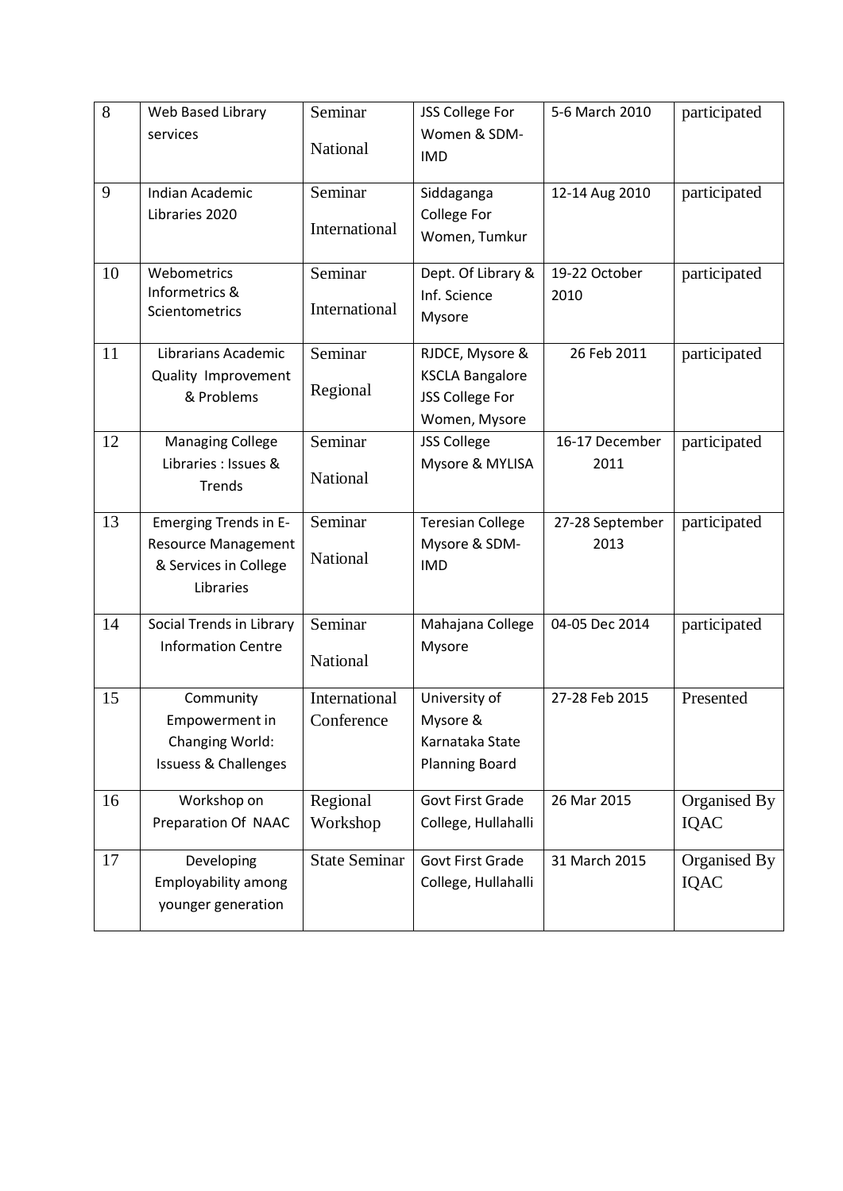| 8 | Web Based Library services | Seminar National | JSS College For Women & SDM-IMD | 5-6 March 2010 | participated |
|---|---|---|---|---|---|
| 9 | Indian Academic Libraries 2020 | Seminar International | Siddaganga College For Women, Tumkur | 12-14 Aug 2010 | participated |
| 10 | Webometrics Informetrics & Scientometrics | Seminar International | Dept. Of Library & Inf. Science Mysore | 19-22 October 2010 | participated |
| 11 | Librarians Academic Quality Improvement & Problems | Seminar Regional | RJDCE, Mysore & KSCLA Bangalore JSS College For Women, Mysore | 26 Feb 2011 | participated |
| 12 | Managing College Libraries : Issues & Trends | Seminar National | JSS College Mysore & MYLISA | 16-17 December 2011 | participated |
| 13 | Emerging Trends in E-Resource Management & Services in College Libraries | Seminar National | Teresian College Mysore & SDM-IMD | 27-28 September 2013 | participated |
| 14 | Social Trends in Library Information Centre | Seminar National | Mahajana College Mysore | 04-05 Dec 2014 | participated |
| 15 | Community Empowerment in Changing World: Issuess & Challenges | International Conference | University of Mysore & Karnataka State Planning Board | 27-28 Feb 2015 | Presented |
| 16 | Workshop on Preparation Of NAAC | Regional Workshop | Govt First Grade College, Hullahalli | 26 Mar 2015 | Organised By IQAC |
| 17 | Developing Employability among younger generation | State Seminar | Govt First Grade College, Hullahalli | 31 March 2015 | Organised By IQAC |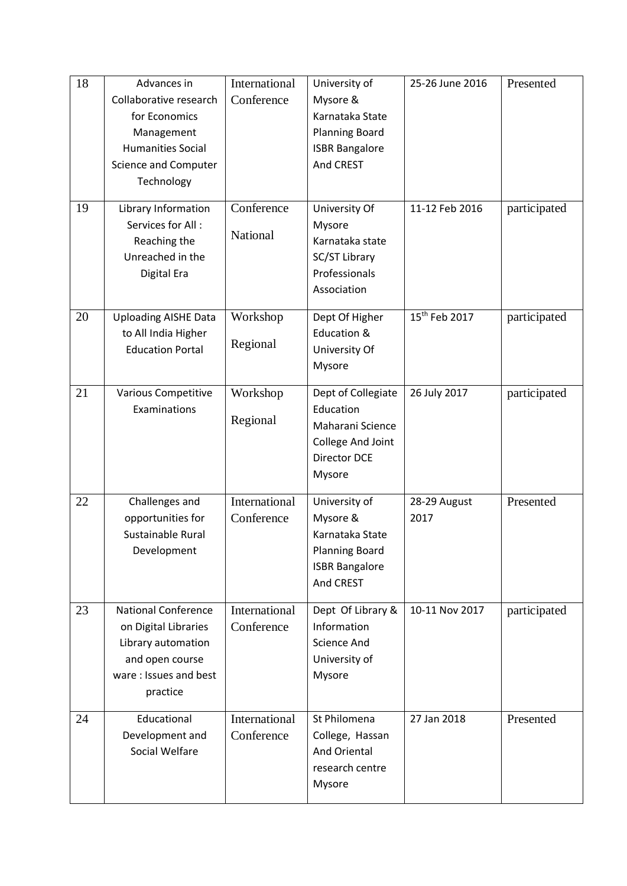| 18 | Advances in Collaborative research for Economics Management Humanities Social Science and Computer Technology | International Conference | University of Mysore & Karnataka State Planning Board ISBR Bangalore And CREST | 25-26 June 2016 | Presented |
|---|---|---|---|---|---|
| 19 | Library Information Services for All : Reaching the Unreached in the Digital Era | Conference National | University Of Mysore Karnataka state SC/ST Library Professionals Association | 11-12 Feb 2016 | participated |
| 20 | Uploading AISHE Data to All India Higher Education Portal | Workshop Regional | Dept Of Higher Education & University Of Mysore | 15th Feb 2017 | participated |
| 21 | Various Competitive Examinations | Workshop Regional | Dept of Collegiate Education Maharani Science College And Joint Director DCE Mysore | 26 July 2017 | participated |
| 22 | Challenges and opportunities for Sustainable Rural Development | International Conference | University of Mysore & Karnataka State Planning Board ISBR Bangalore And CREST | 28-29 August 2017 | Presented |
| 23 | National Conference on Digital Libraries Library automation and open course ware : Issues and best practice | International Conference | Dept Of Library & Information Science And University of Mysore | 10-11 Nov 2017 | participated |
| 24 | Educational Development and Social Welfare | International Conference | St Philomena College, Hassan And Oriental research centre Mysore | 27 Jan 2018 | Presented |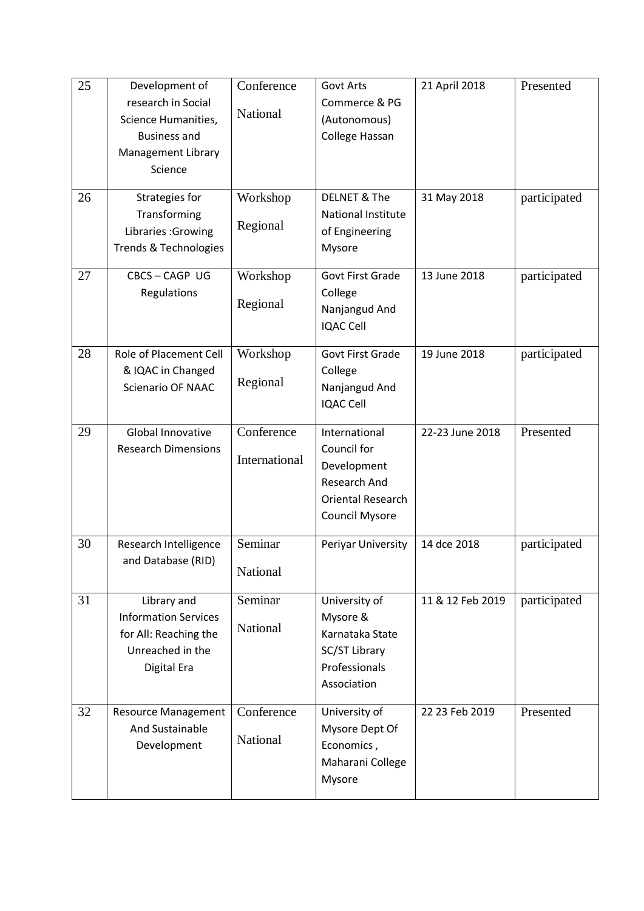| 25 | Development of research in Social Science Humanities, Business and Management Library Science | Conference National | Govt Arts Commerce & PG (Autonomous) College Hassan | 21 April 2018 | Presented |
|---|---|---|---|---|---|
| 26 | Strategies for Transforming Libraries :Growing Trends & Technologies | Workshop Regional | DELNET & The National Institute of Engineering Mysore | 31 May 2018 | participated |
| 27 | CBCS – CAGP UG Regulations | Workshop Regional | Govt First Grade College Nanjangud And IQAC Cell | 13 June 2018 | participated |
| 28 | Role of Placement Cell & IQAC in Changed Scienario OF NAAC | Workshop Regional | Govt First Grade College Nanjangud And IQAC Cell | 19 June 2018 | participated |
| 29 | Global Innovative Research Dimensions | Conference International | International Council for Development Research And Oriental Research Council Mysore | 22-23 June 2018 | Presented |
| 30 | Research Intelligence and Database (RID) | Seminar National | Periyar University | 14 dce 2018 | participated |
| 31 | Library and Information Services for All: Reaching the Unreached in the Digital Era | Seminar National | University of Mysore & Karnataka State SC/ST Library Professionals Association | 11 & 12 Feb 2019 | participated |
| 32 | Resource Management And Sustainable Development | Conference National | University of Mysore Dept Of Economics , Maharani College Mysore | 22 23 Feb 2019 | Presented |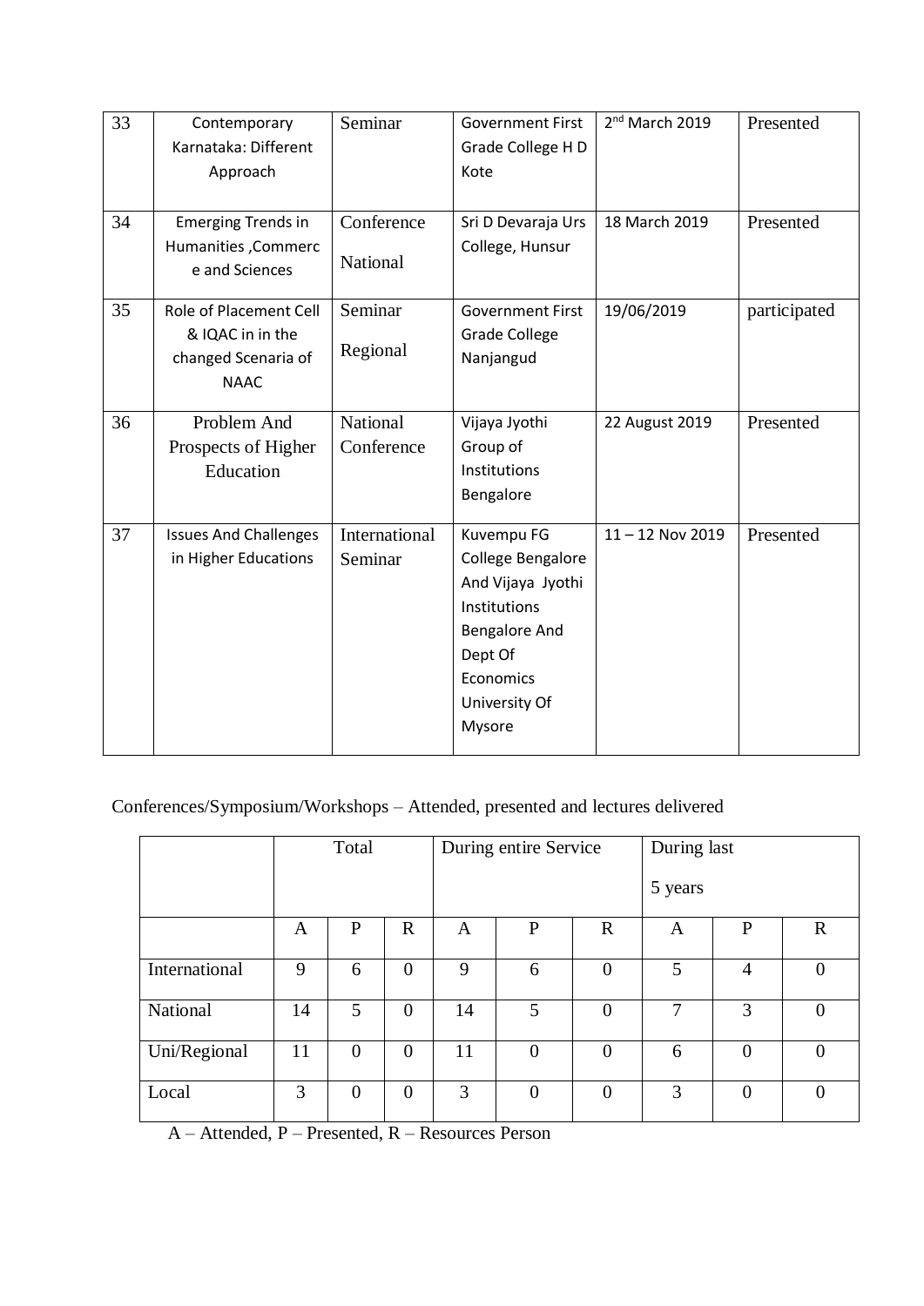| 33 | Contemporary Karnataka: Different Approach | Seminar | Government First Grade College H D Kote | 2nd March 2019 | Presented |
|---|---|---|---|---|---|
| 34 | Emerging Trends in Humanities ,Commerce and Sciences | Conference National | Sri D Devaraja Urs College, Hunsur | 18 March 2019 | Presented |
| 35 | Role of Placement Cell & IQAC in in the changed Scenaria of NAAC | Seminar Regional | Government First Grade College Nanjangud | 19/06/2019 | participated |
| 36 | Problem And Prospects of Higher Education | National Conference | Vijaya Jyothi Group of Institutions Bengalore | 22 August 2019 | Presented |
| 37 | Issues And Challenges in Higher Educations | International Seminar | Kuvempu FG College Bengalore And Vijaya Jyothi Institutions Bengalore And Dept Of Economics University Of Mysore | 11 – 12 Nov 2019 | Presented |

Conferences/Symposium/Workshops – Attended, presented and lectures delivered

| | Total | | | During entire Service | | | During last 5 years | | |
|---|---|---|---|---|---|---|---|---|---|
| | A | P | R | A | P | R | A | P | R |
| International | 9 | 6 | 0 | 9 | 6 | 0 | 5 | 4 | 0 |
| National | 14 | 5 | 0 | 14 | 5 | 0 | 7 | 3 | 0 |
| Uni/Regional | 11 | 0 | 0 | 11 | 0 | 0 | 6 | 0 | 0 |
| Local | 3 | 0 | 0 | 3 | 0 | 0 | 3 | 0 | 0 |

A – Attended, P – Presented, R – Resources Person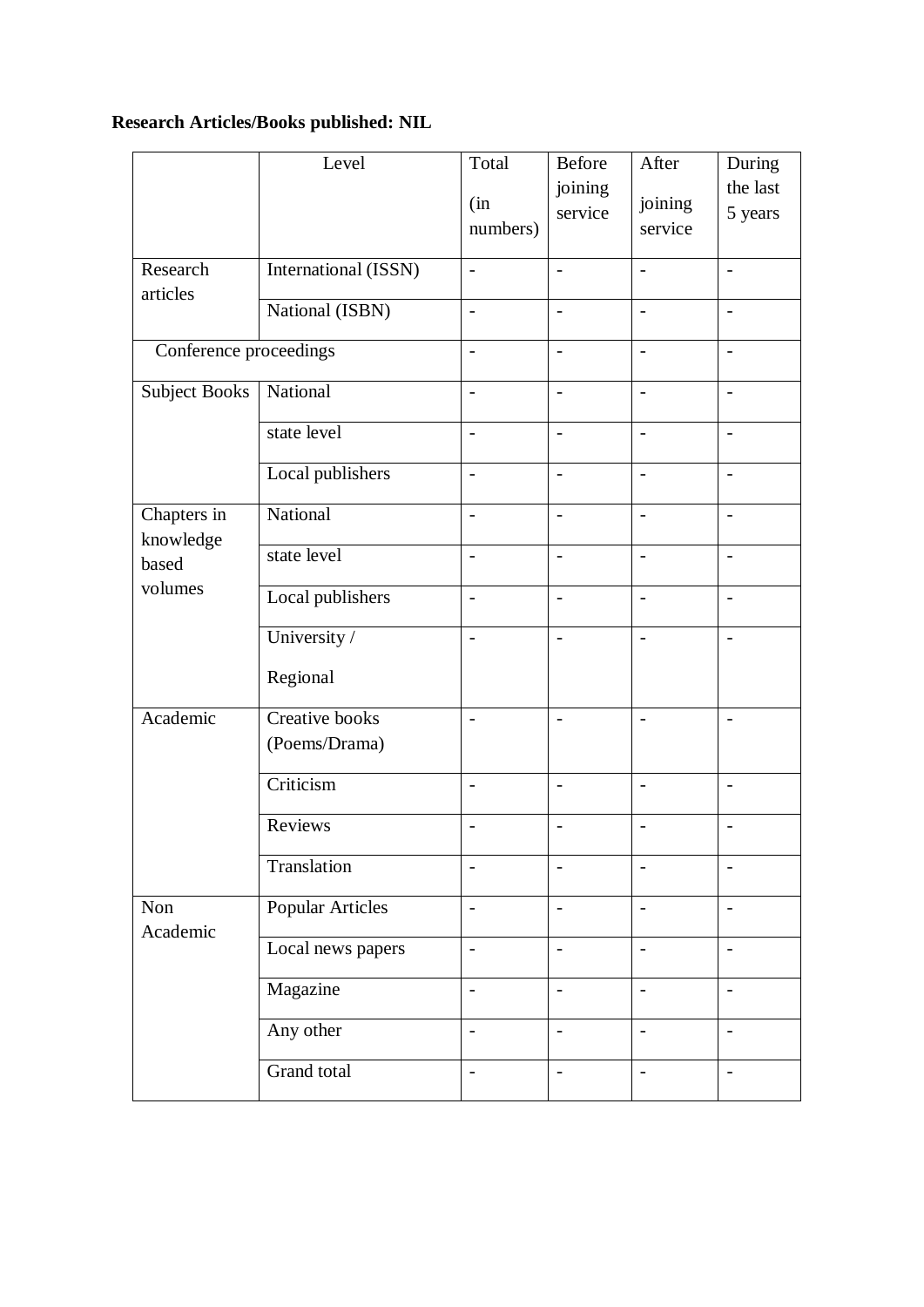**Research Articles/Books published: NIL**

| | Level | Total (in numbers) | Before joining service | After joining service | During the last 5 years |
|---|---|---|---|---|---|
| Research articles | International (ISSN) | - | - | - | - |
| | National (ISBN) | - | - | - | - |
| Conference proceedings | | - | - | - | - |
| Subject Books | National | - | - | - | - |
| | state level | - | - | - | - |
| | Local publishers | - | - | - | - |
| Chapters in knowledge based volumes | National | - | - | - | - |
| | state level | - | - | - | - |
| | Local publishers | - | - | - | - |
| | University / Regional | - | - | - | - |
| Academic | Creative books (Poems/Drama) | - | - | - | - |
| | Criticism | - | - | - | - |
| | Reviews | - | - | - | - |
| | Translation | - | - | - | - |
| Non Academic | Popular Articles | - | - | - | - |
| | Local news papers | - | - | - | - |
| | Magazine | - | - | - | - |
| | Any other | - | - | - | - |
| | Grand total | - | - | - | - |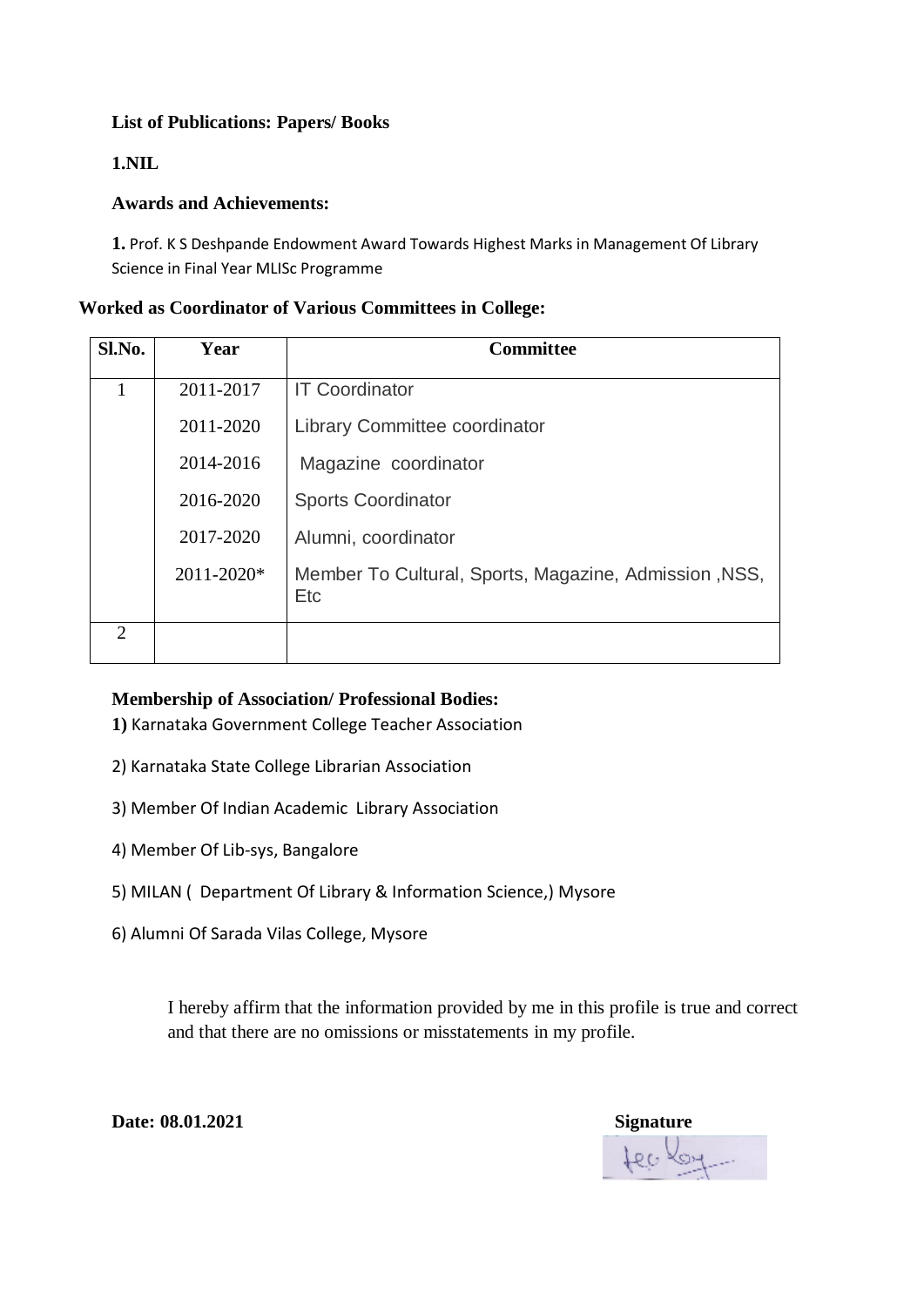**List of Publications: Papers/ Books**

**1.NIL**

**Awards and Achievements:**

**1.** Prof. K S Deshpande Endowment Award Towards Highest Marks in Management Of Library Science in Final Year MLISc Programme

**Worked as Coordinator of Various Committees in College:**

| Sl.No. | Year | Committee |
|---|---|---|
| 1 | 2011-2017 | IT Coordinator |
| | 2011-2020 | Library Committee coordinator |
| | 2014-2016 | Magazine coordinator |
| | 2016-2020 | Sports Coordinator |
| | 2017-2020 | Alumni, coordinator |
| | 2011-2020* | Member To Cultural, Sports, Magazine, Admission ,NSS, Etc |
| 2 | | |

**Membership of Association/ Professional Bodies:**

**1)** Karnataka Government College Teacher Association

2) Karnataka State College Librarian Association

3) Member Of Indian Academic Library Association

4) Member Of Lib-sys, Bangalore

5) MILAN ( Department Of Library & Information Science,) Mysore

6) Alumni Of Sarada Vilas College, Mysore

I hereby affirm that the information provided by me in this profile is true and correct and that there are no omissions or misstatements in my profile.

**Date: 08.01.2021** **Signature**